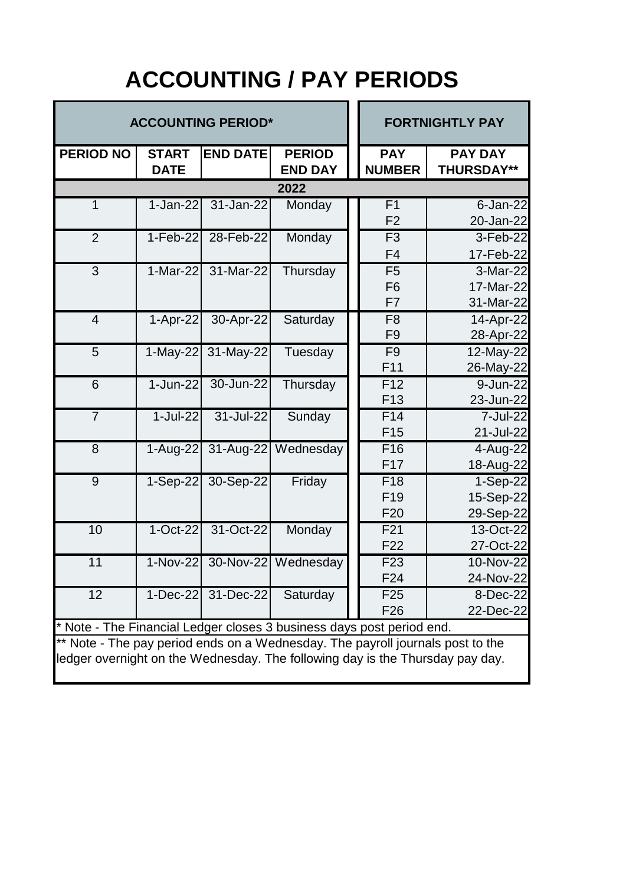# ACCOUNTING / PAY PERIODS

| ACCOUNTING PERIOD* | | | | FORTNIGHTLY PAY | |
|---|---|---|---|---|---|
| PERIOD NO | START DATE | END DATE | PERIOD END DAY | PAY NUMBER | PAY DAY THURSDAY** |
| 2022 | | | | | |
| 1 | 1-Jan-22 | 31-Jan-22 | Monday | F1 | 6-Jan-22 |
| | | | | F2 | 20-Jan-22 |
| 2 | 1-Feb-22 | 28-Feb-22 | Monday | F3 | 3-Feb-22 |
| | | | | F4 | 17-Feb-22 |
| 3 | 1-Mar-22 | 31-Mar-22 | Thursday | F5 | 3-Mar-22 |
| | | | | F6 | 17-Mar-22 |
| | | | | F7 | 31-Mar-22 |
| 4 | 1-Apr-22 | 30-Apr-22 | Saturday | F8 | 14-Apr-22 |
| | | | | F9 | 28-Apr-22 |
| 5 | 1-May-22 | 31-May-22 | Tuesday | F9 | 12-May-22 |
| | | | | F11 | 26-May-22 |
| 6 | 1-Jun-22 | 30-Jun-22 | Thursday | F12 | 9-Jun-22 |
| | | | | F13 | 23-Jun-22 |
| 7 | 1-Jul-22 | 31-Jul-22 | Sunday | F14 | 7-Jul-22 |
| | | | | F15 | 21-Jul-22 |
| 8 | 1-Aug-22 | 31-Aug-22 | Wednesday | F16 | 4-Aug-22 |
| | | | | F17 | 18-Aug-22 |
| 9 | 1-Sep-22 | 30-Sep-22 | Friday | F18 | 1-Sep-22 |
| | | | | F19 | 15-Sep-22 |
| | | | | F20 | 29-Sep-22 |
| 10 | 1-Oct-22 | 31-Oct-22 | Monday | F21 | 13-Oct-22 |
| | | | | F22 | 27-Oct-22 |
| 11 | 1-Nov-22 | 30-Nov-22 | Wednesday | F23 | 10-Nov-22 |
| | | | | F24 | 24-Nov-22 |
| 12 | 1-Dec-22 | 31-Dec-22 | Saturday | F25 | 8-Dec-22 |
| | | | | F26 | 22-Dec-22 |

* Note - The Financial Ledger closes 3 business days post period end.

** Note - The pay period ends on a Wednesday. The payroll journals post to the ledger overnight on the Wednesday. The following day is the Thursday pay day.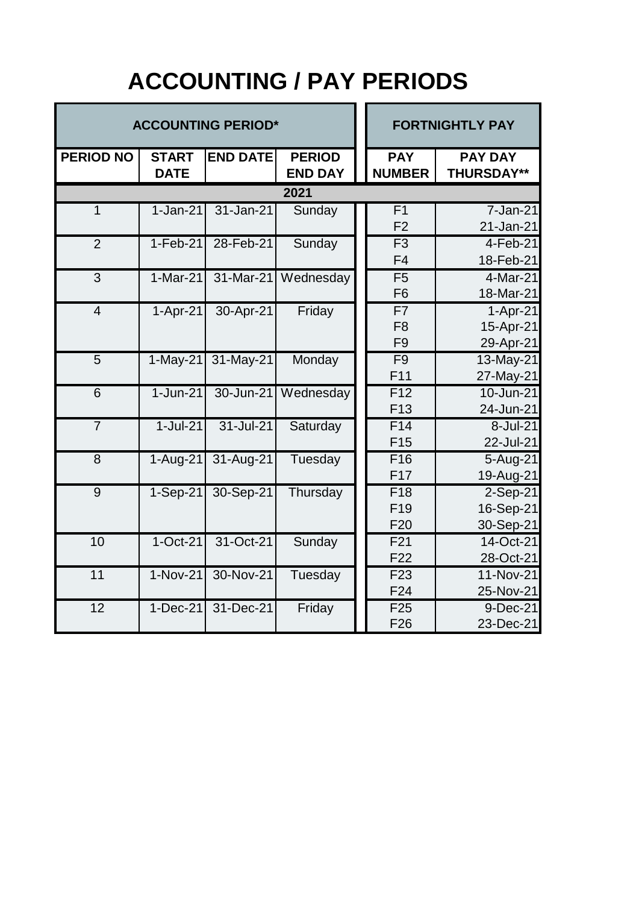# ACCOUNTING / PAY PERIODS

| ACCOUNTING PERIOD* | | | | FORTNIGHTLY PAY | |
|---|---|---|---|---|---|
| PERIOD NO | START DATE | END DATE | PERIOD END DAY | PAY NUMBER | PAY DAY THURSDAY** |
| 2021 | | | | | |
| 1 | 1-Jan-21 | 31-Jan-21 | Sunday | F1 | 7-Jan-21 |
| | | | | F2 | 21-Jan-21 |
| 2 | 1-Feb-21 | 28-Feb-21 | Sunday | F3 | 4-Feb-21 |
| | | | | F4 | 18-Feb-21 |
| 3 | 1-Mar-21 | 31-Mar-21 | Wednesday | F5 | 4-Mar-21 |
| | | | | F6 | 18-Mar-21 |
| 4 | 1-Apr-21 | 30-Apr-21 | Friday | F7 | 1-Apr-21 |
| | | | | F8 | 15-Apr-21 |
| | | | | F9 | 29-Apr-21 |
| 5 | 1-May-21 | 31-May-21 | Monday | F9 | 13-May-21 |
| | | | | F11 | 27-May-21 |
| 6 | 1-Jun-21 | 30-Jun-21 | Wednesday | F12 | 10-Jun-21 |
| | | | | F13 | 24-Jun-21 |
| 7 | 1-Jul-21 | 31-Jul-21 | Saturday | F14 | 8-Jul-21 |
| | | | | F15 | 22-Jul-21 |
| 8 | 1-Aug-21 | 31-Aug-21 | Tuesday | F16 | 5-Aug-21 |
| | | | | F17 | 19-Aug-21 |
| 9 | 1-Sep-21 | 30-Sep-21 | Thursday | F18 | 2-Sep-21 |
| | | | | F19 | 16-Sep-21 |
| | | | | F20 | 30-Sep-21 |
| 10 | 1-Oct-21 | 31-Oct-21 | Sunday | F21 | 14-Oct-21 |
| | | | | F22 | 28-Oct-21 |
| 11 | 1-Nov-21 | 30-Nov-21 | Tuesday | F23 | 11-Nov-21 |
| | | | | F24 | 25-Nov-21 |
| 12 | 1-Dec-21 | 31-Dec-21 | Friday | F25 | 9-Dec-21 |
| | | | | F26 | 23-Dec-21 |